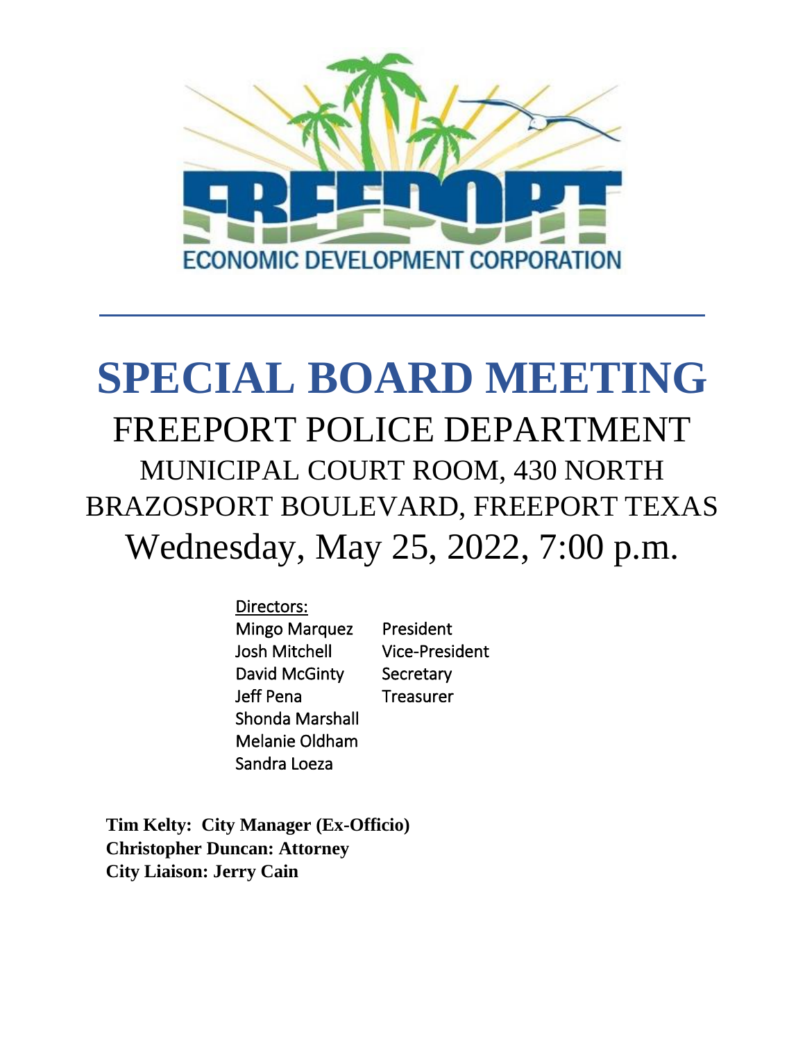FREEPORT

ECONOMIC DEVELOPMENT CORPORATION

---

# SPECIAL BOARD MEETING

## FREEPORT POLICE DEPARTMENT

### MUNICIPAL COURT ROOM, 430 NORTH BRAZOSPORT BOULEVARD, FREEPORT TEXAS

## Wednesday, May 25, 2022, 7:00 p.m.

Directors:

| | |
|---|---|
| Mingo Marquez | President |
| Josh Mitchell | Vice-President |
| David McGinty | Secretary |
| Jeff Pena | Treasurer |
| Shonda Marshall | |
| Melanie Oldham | |
| Sandra Loeza | |

**Tim Kelty: City Manager (Ex-Officio)**
**Christopher Duncan: Attorney**
**City Liaison: Jerry Cain**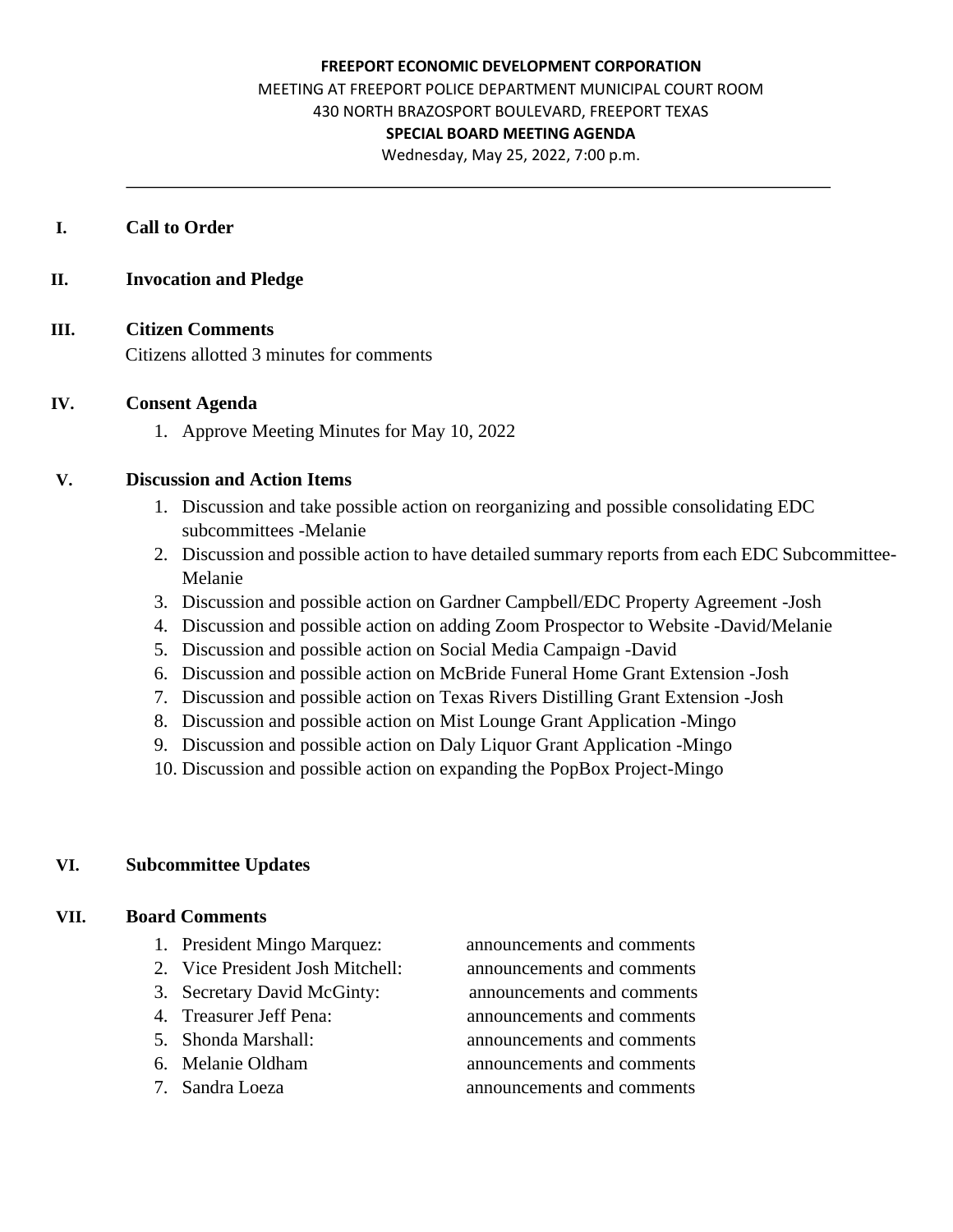**FREEPORT ECONOMIC DEVELOPMENT CORPORATION**

MEETING AT FREEPORT POLICE DEPARTMENT MUNICIPAL COURT ROOM

430 NORTH BRAZOSPORT BOULEVARD, FREEPORT TEXAS

**SPECIAL BOARD MEETING AGENDA**

Wednesday, May 25, 2022, 7:00 p.m.

---

**I. Call to Order**

**II. Invocation and Pledge**

**III. Citizen Comments**

Citizens allotted 3 minutes for comments

**IV. Consent Agenda**

1. Approve Meeting Minutes for May 10, 2022

**V. Discussion and Action Items**

1. Discussion and take possible action on reorganizing and possible consolidating EDC subcommittees -Melanie
2. Discussion and possible action to have detailed summary reports from each EDC Subcommittee-Melanie
3. Discussion and possible action on Gardner Campbell/EDC Property Agreement -Josh
4. Discussion and possible action on adding Zoom Prospector to Website -David/Melanie
5. Discussion and possible action on Social Media Campaign -David
6. Discussion and possible action on McBride Funeral Home Grant Extension -Josh
7. Discussion and possible action on Texas Rivers Distilling Grant Extension -Josh
8. Discussion and possible action on Mist Lounge Grant Application -Mingo
9. Discussion and possible action on Daly Liquor Grant Application -Mingo
10. Discussion and possible action on expanding the PopBox Project-Mingo

**VI. Subcommittee Updates**

**VII. Board Comments**

1. President Mingo Marquez: announcements and comments
2. Vice President Josh Mitchell: announcements and comments
3. Secretary David McGinty: announcements and comments
4. Treasurer Jeff Pena: announcements and comments
5. Shonda Marshall: announcements and comments
6. Melanie Oldham announcements and comments
7. Sandra Loeza announcements and comments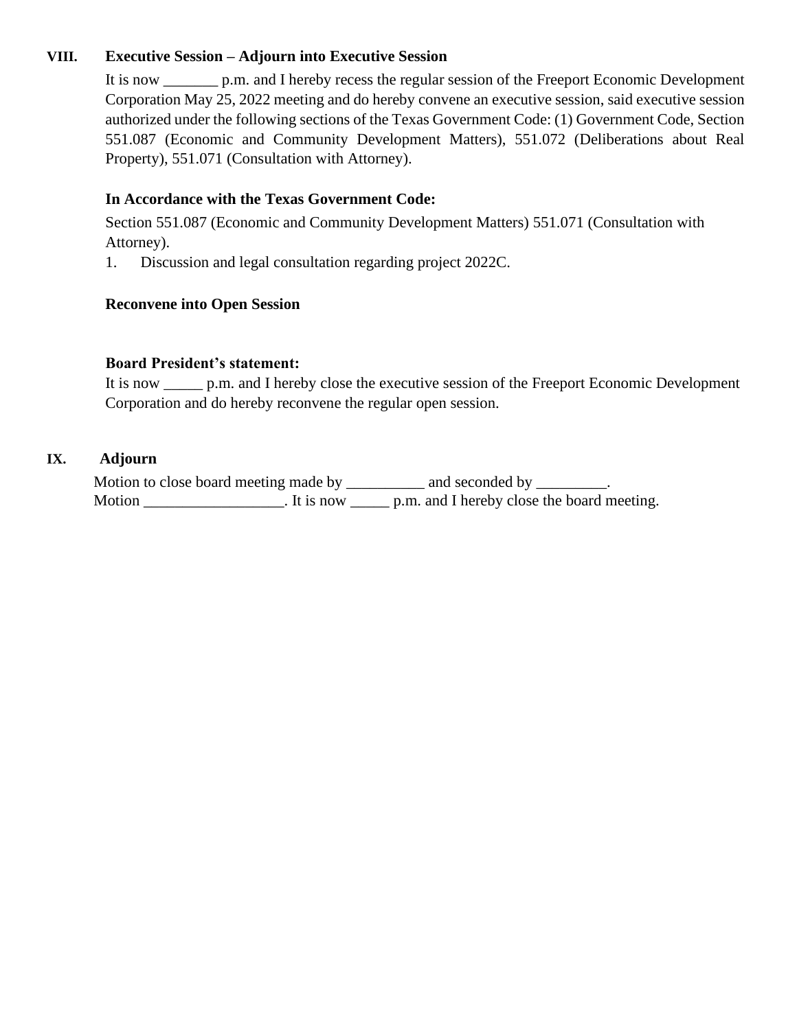**VIII. Executive Session – Adjourn into Executive Session**

It is now _______ p.m. and I hereby recess the regular session of the Freeport Economic Development Corporation May 25, 2022 meeting and do hereby convene an executive session, said executive session authorized under the following sections of the Texas Government Code: (1) Government Code, Section 551.087 (Economic and Community Development Matters), 551.072 (Deliberations about Real Property), 551.071 (Consultation with Attorney).

**In Accordance with the Texas Government Code:**

Section 551.087 (Economic and Community Development Matters) 551.071 (Consultation with Attorney).

1. Discussion and legal consultation regarding project 2022C.

**Reconvene into Open Session**

**Board President's statement:**

It is now _____ p.m. and I hereby close the executive session of the Freeport Economic Development Corporation and do hereby reconvene the regular open session.

**IX. Adjourn**

Motion to close board meeting made by __________ and seconded by _________.
Motion __________________. It is now _____ p.m. and I hereby close the board meeting.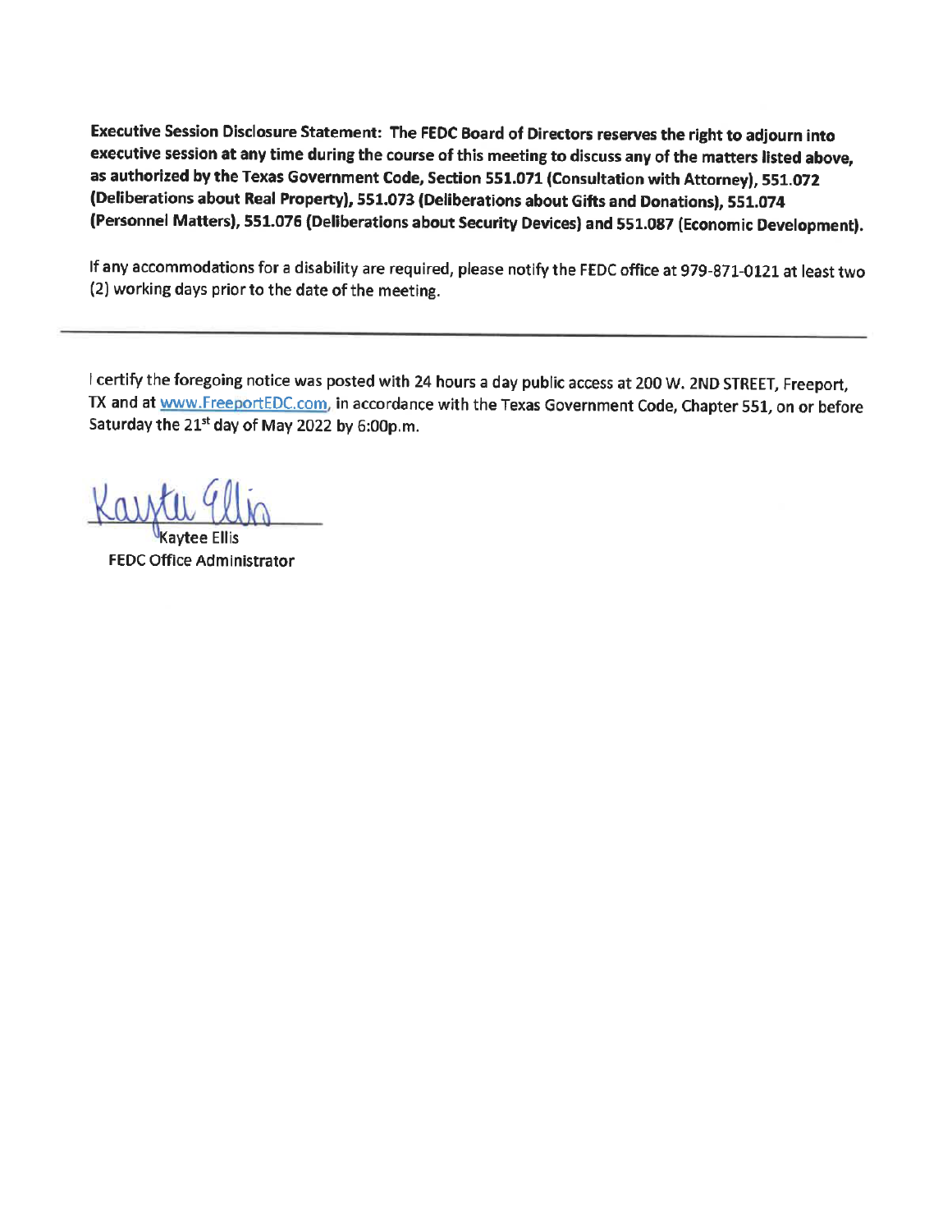**Executive Session Disclosure Statement: The FEDC Board of Directors reserves the right to adjourn into executive session at any time during the course of this meeting to discuss any of the matters listed above, as authorized by the Texas Government Code, Section 551.071 (Consultation with Attorney), 551.072 (Deliberations about Real Property), 551.073 (Deliberations about Gifts and Donations), 551.074 (Personnel Matters), 551.076 (Deliberations about Security Devices) and 551.087 (Economic Development).**

If any accommodations for a disability are required, please notify the FEDC office at 979-871-0121 at least two (2) working days prior to the date of the meeting.

---

I certify the foregoing notice was posted with 24 hours a day public access at 200 W. 2ND STREET, Freeport, TX and at www.FreeportEDC.com, in accordance with the Texas Government Code, Chapter 551, on or before Saturday the 21st day of May 2022 by 6:00p.m.

Kaytee Ellis
FEDC Office Administrator